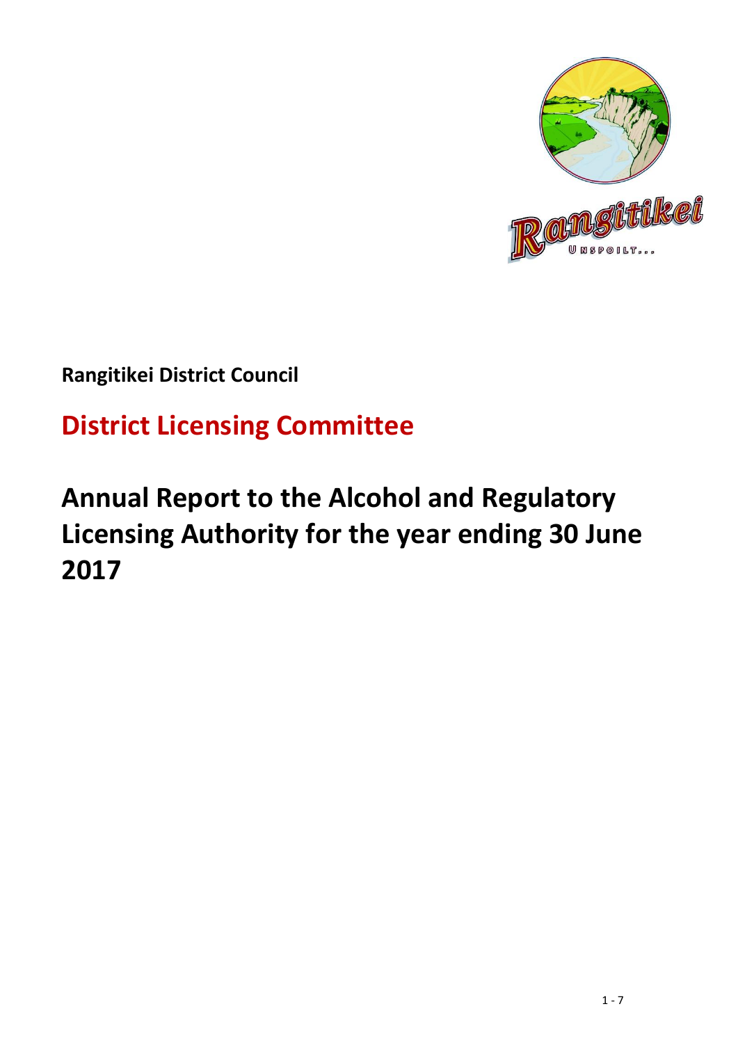**Rangitikei District Council**

## District Licensing Committee

# Annual Report to the Alcohol and Regulatory Licensing Authority for the year ending 30 June 2017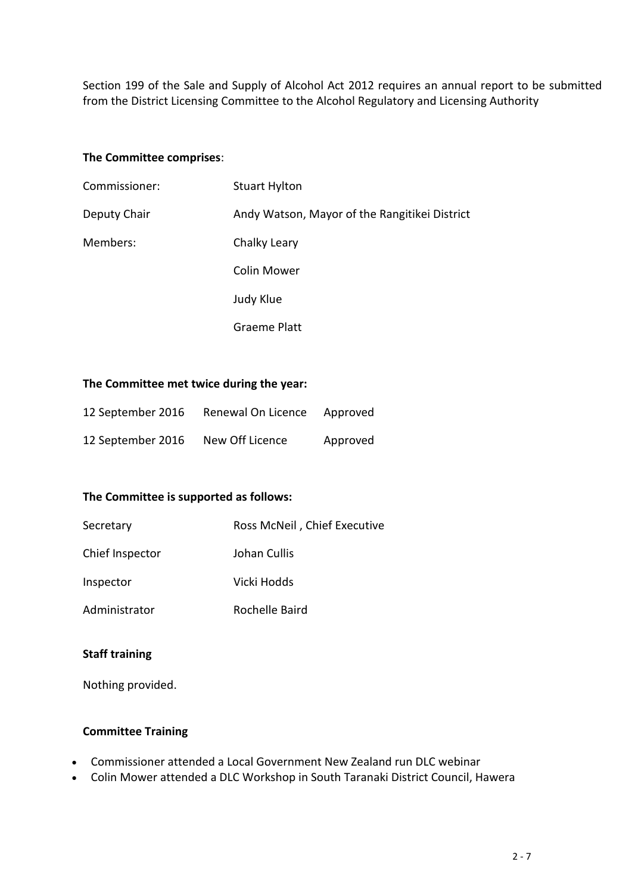Section 199 of the Sale and Supply of Alcohol Act 2012 requires an annual report to be submitted from the District Licensing Committee to the Alcohol Regulatory and Licensing Authority

**The Committee comprises**:

| | |
|---|---|
| Commissioner: | Stuart Hylton |
| Deputy Chair | Andy Watson, Mayor of the Rangitikei District |
| Members: | Chalky Leary |
| | Colin Mower |
| | Judy Klue |
| | Graeme Platt |

**The Committee met twice during the year:**

| | | |
|---|---|---|
| 12 September 2016 | Renewal On Licence | Approved |
| 12 September 2016 | New Off Licence | Approved |

**The Committee is supported as follows:**

| | |
|---|---|
| Secretary | Ross McNeil , Chief Executive |
| Chief Inspector | Johan Cullis |
| Inspector | Vicki Hodds |
| Administrator | Rochelle Baird |

**Staff training**

Nothing provided.

**Committee Training**

- Commissioner attended a Local Government New Zealand run DLC webinar
- Colin Mower attended a DLC Workshop in South Taranaki District Council, Hawera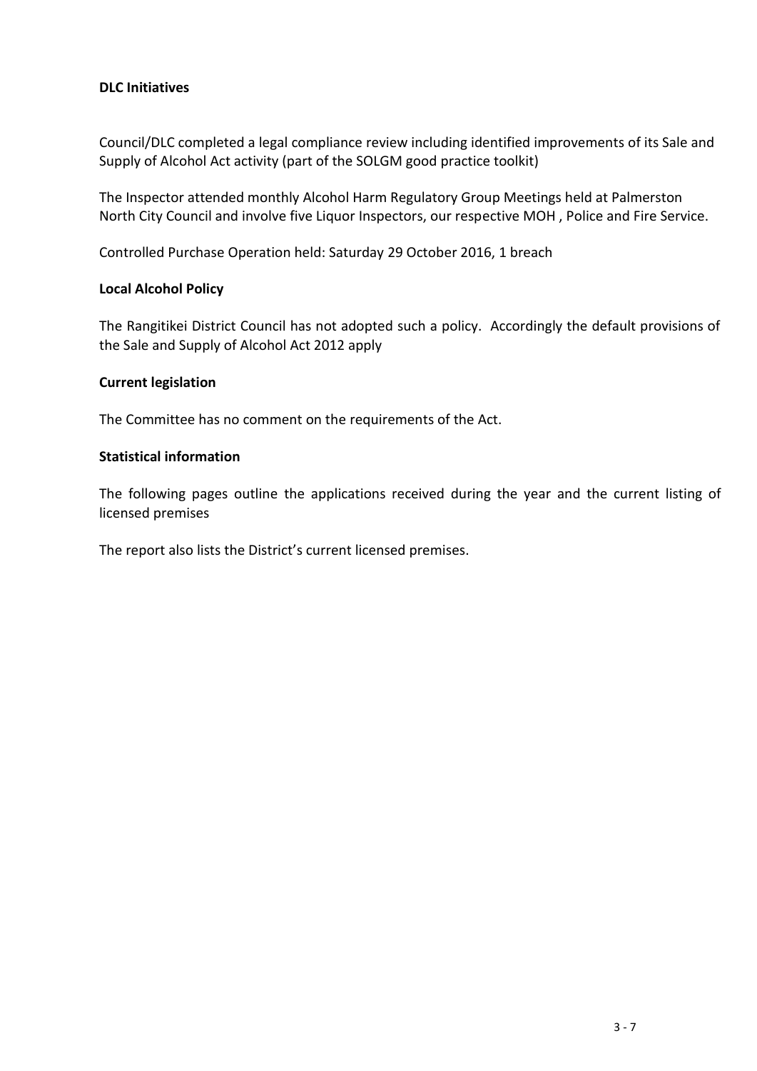**DLC Initiatives**

Council/DLC completed a legal compliance review including identified improvements of its Sale and Supply of Alcohol Act activity (part of the SOLGM good practice toolkit)

The Inspector attended monthly Alcohol Harm Regulatory Group Meetings held at Palmerston North City Council and involve five Liquor Inspectors, our respective MOH , Police and Fire Service.

Controlled Purchase Operation held: Saturday 29 October 2016, 1 breach

**Local Alcohol Policy**

The Rangitikei District Council has not adopted such a policy. Accordingly the default provisions of the Sale and Supply of Alcohol Act 2012 apply

**Current legislation**

The Committee has no comment on the requirements of the Act.

**Statistical information**

The following pages outline the applications received during the year and the current listing of licensed premises

The report also lists the District's current licensed premises.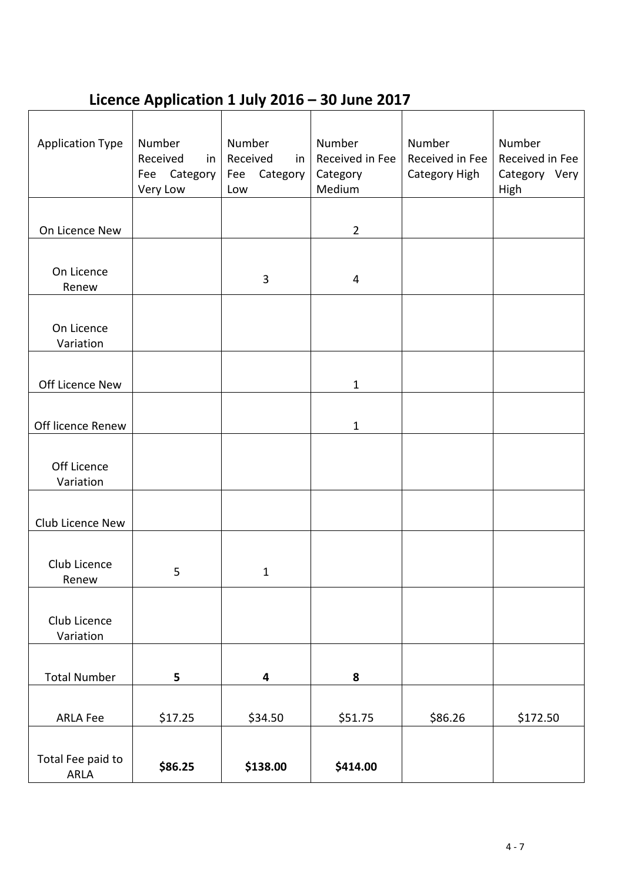## Licence Application 1 July 2016 – 30 June 2017

| Application Type | Number Received in Fee Category Very Low | Number Received in Fee Category Low | Number Received in Fee Category Medium | Number Received in Fee Category High | Number Received in Fee Category Very High |
|---|---|---|---|---|---|
| On Licence New | | | 2 | | |
| On Licence Renew | | 3 | 4 | | |
| On Licence Variation | | | | | |
| Off Licence New | | | 1 | | |
| Off licence Renew | | | 1 | | |
| Off Licence Variation | | | | | |
| Club Licence New | | | | | |
| Club Licence Renew | 5 | 1 | | | |
| Club Licence Variation | | | | | |
| Total Number | **5** | **4** | **8** | | |
| ARLA Fee | $17.25 | $34.50 | $51.75 | $86.26 | $172.50 |
| Total Fee paid to ARLA | **$86.25** | **$138.00** | **$414.00** | | |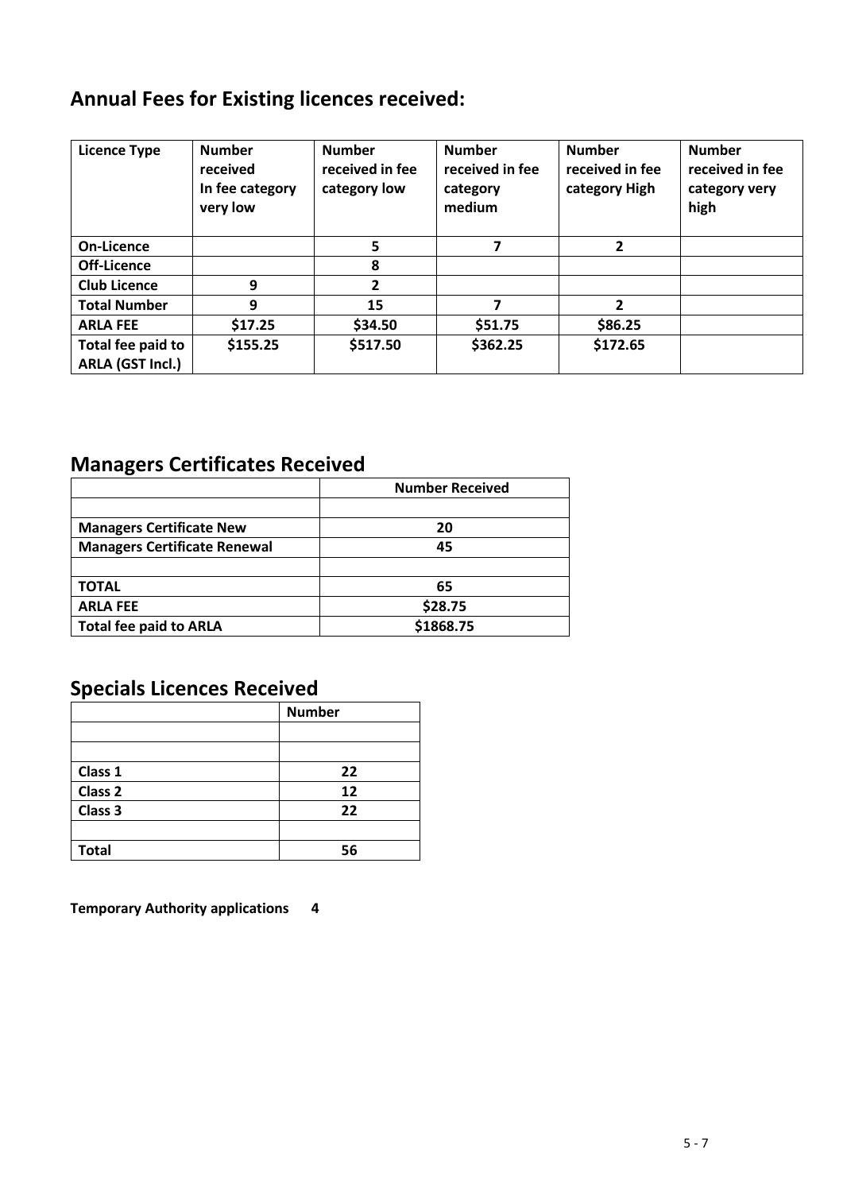## Annual Fees for Existing licences received:

| Licence Type | Number received In fee category very low | Number received in fee category low | Number received in fee category medium | Number received in fee category High | Number received in fee category very high |
|---|---|---|---|---|---|
| **On-Licence** | | 5 | 7 | 2 | |
| **Off-Licence** | | 8 | | | |
| **Club Licence** | 9 | 2 | | | |
| **Total Number** | 9 | 15 | 7 | 2 | |
| **ARLA FEE** | $17.25 | $34.50 | $51.75 | $86.25 | |
| **Total fee paid to ARLA (GST Incl.)** | $155.25 | $517.50 | $362.25 | $172.65 | |

## Managers Certificates Received

| | Number Received |
|---|---|
| | |
| **Managers Certificate New** | 20 |
| **Managers Certificate Renewal** | 45 |
| | |
| **TOTAL** | 65 |
| **ARLA FEE** | $28.75 |
| **Total fee paid to ARLA** | $1868.75 |

## Specials Licences Received

| | Number |
|---|---|
| | |
| | |
| **Class 1** | 22 |
| **Class 2** | 12 |
| **Class 3** | 22 |
| | |
| **Total** | 56 |

**Temporary Authority applications 4**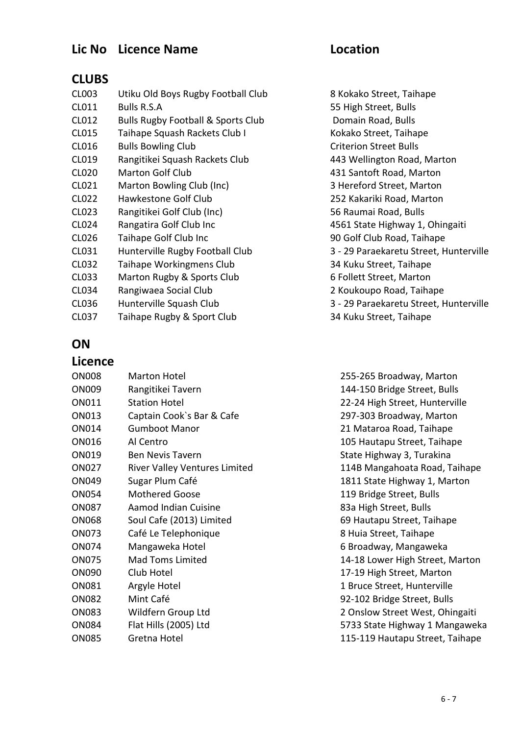| Lic No | Licence Name | Location |
|---|---|---|
| **CLUBS** | | |
| CL003 | Utiku Old Boys Rugby Football Club | 8 Kokako Street, Taihape |
| CL011 | Bulls R.S.A | 55 High Street, Bulls |
| CL012 | Bulls Rugby Football & Sports Club | Domain Road, Bulls |
| CL015 | Taihape Squash Rackets Club I | Kokako Street, Taihape |
| CL016 | Bulls Bowling Club | Criterion Street Bulls |
| CL019 | Rangitikei Squash Rackets Club | 443 Wellington Road, Marton |
| CL020 | Marton Golf Club | 431 Santoft Road, Marton |
| CL021 | Marton Bowling Club (Inc) | 3 Hereford Street, Marton |
| CL022 | Hawkestone Golf Club | 252 Kakariki Road, Marton |
| CL023 | Rangitikei Golf Club (Inc) | 56 Raumai Road, Bulls |
| CL024 | Rangatira Golf Club Inc | 4561 State Highway 1, Ohingaiti |
| CL026 | Taihape Golf Club Inc | 90 Golf Club Road, Taihape |
| CL031 | Hunterville Rugby Football Club | 3 - 29 Paraekaretu Street, Hunterville |
| CL032 | Taihape Workingmens Club | 34 Kuku Street, Taihape |
| CL033 | Marton Rugby & Sports Club | 6 Follett Street, Marton |
| CL034 | Rangiwaea Social Club | 2 Koukoupo Road, Taihape |
| CL036 | Hunterville Squash Club | 3 - 29 Paraekaretu Street, Hunterville |
| CL037 | Taihape Rugby & Sport Club | 34 Kuku Street, Taihape |
| **ON Licence** | | |
| ON008 | Marton Hotel | 255-265 Broadway, Marton |
| ON009 | Rangitikei Tavern | 144-150 Bridge Street, Bulls |
| ON011 | Station Hotel | 22-24 High Street, Hunterville |
| ON013 | Captain Cook`s Bar & Cafe | 297-303 Broadway, Marton |
| ON014 | Gumboot Manor | 21 Mataroa Road, Taihape |
| ON016 | Al Centro | 105 Hautapu Street, Taihape |
| ON019 | Ben Nevis Tavern | State Highway 3, Turakina |
| ON027 | River Valley Ventures Limited | 114B Mangahoata Road, Taihape |
| ON049 | Sugar Plum Café | 1811 State Highway 1, Marton |
| ON054 | Mothered Goose | 119 Bridge Street, Bulls |
| ON087 | Aamod Indian Cuisine | 83a High Street, Bulls |
| ON068 | Soul Cafe (2013) Limited | 69 Hautapu Street, Taihape |
| ON073 | Café Le Telephonique | 8 Huia Street, Taihape |
| ON074 | Mangaweka Hotel | 6 Broadway, Mangaweka |
| ON075 | Mad Toms Limited | 14-18 Lower High Street, Marton |
| ON090 | Club Hotel | 17-19 High Street, Marton |
| ON081 | Argyle Hotel | 1 Bruce Street, Hunterville |
| ON082 | Mint Café | 92-102 Bridge Street, Bulls |
| ON083 | Wildfern Group Ltd | 2 Onslow Street West, Ohingaiti |
| ON084 | Flat Hills (2005) Ltd | 5733 State Highway 1 Mangaweka |
| ON085 | Gretna Hotel | 115-119 Hautapu Street, Taihape |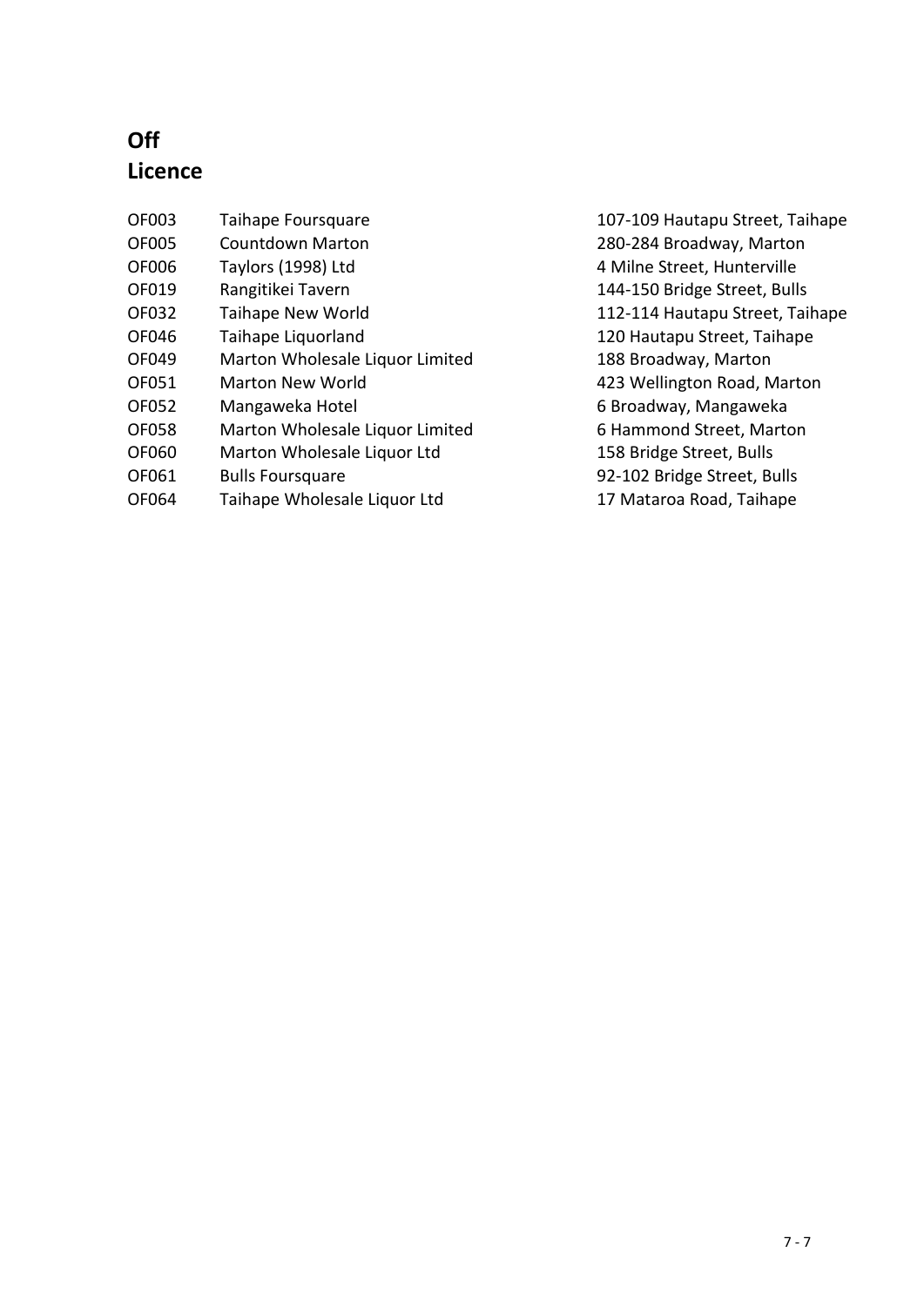## Off Licence

| | | |
|---|---|---|
| OF003 | Taihape Foursquare | 107-109 Hautapu Street, Taihape |
| OF005 | Countdown Marton | 280-284 Broadway, Marton |
| OF006 | Taylors (1998) Ltd | 4 Milne Street, Hunterville |
| OF019 | Rangitikei Tavern | 144-150 Bridge Street, Bulls |
| OF032 | Taihape New World | 112-114 Hautapu Street, Taihape |
| OF046 | Taihape Liquorland | 120 Hautapu Street, Taihape |
| OF049 | Marton Wholesale Liquor Limited | 188 Broadway, Marton |
| OF051 | Marton New World | 423 Wellington Road, Marton |
| OF052 | Mangaweka Hotel | 6 Broadway, Mangaweka |
| OF058 | Marton Wholesale Liquor Limited | 6 Hammond Street, Marton |
| OF060 | Marton Wholesale Liquor Ltd | 158 Bridge Street, Bulls |
| OF061 | Bulls Foursquare | 92-102 Bridge Street, Bulls |
| OF064 | Taihape Wholesale Liquor Ltd | 17 Mataroa Road, Taihape |